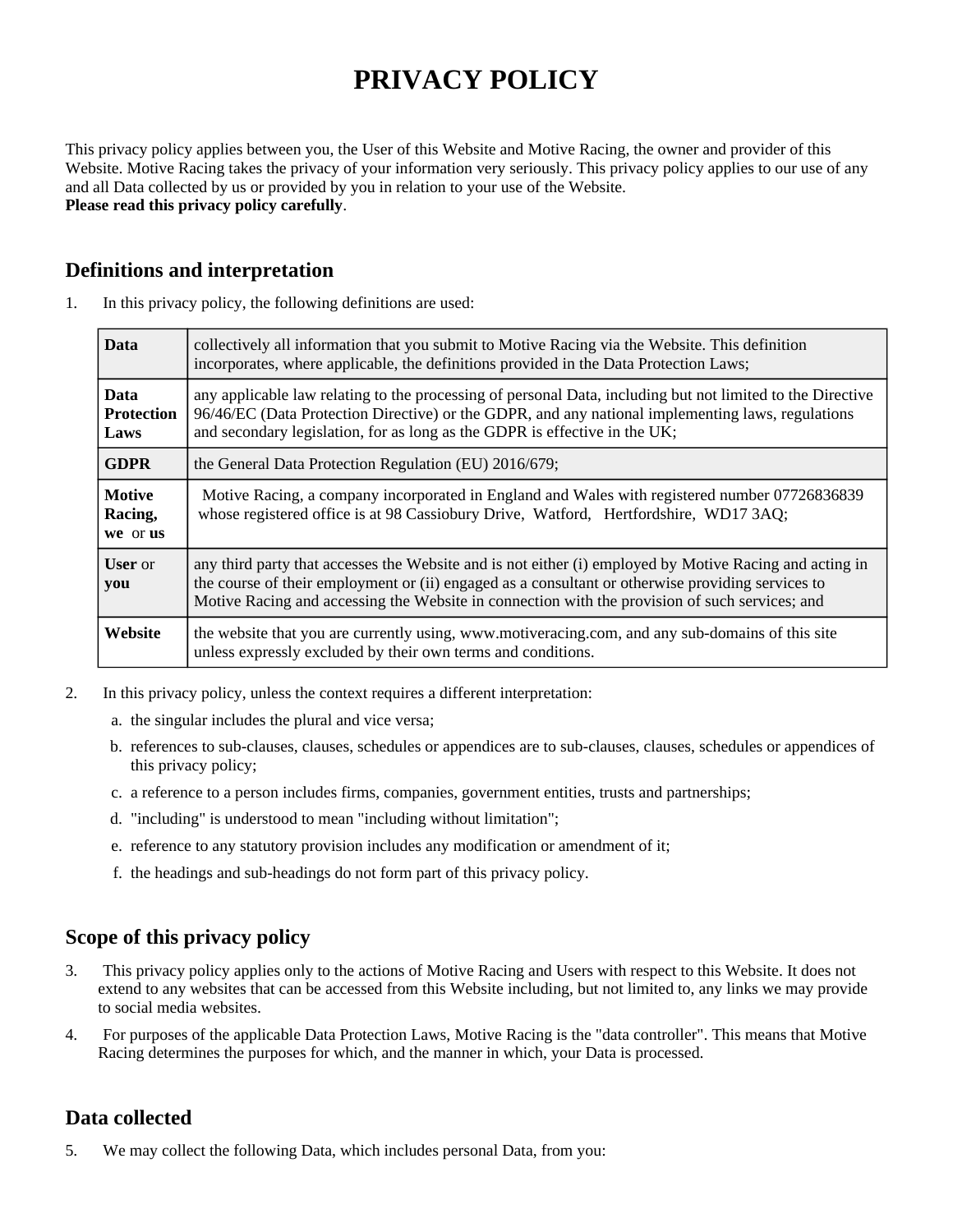# PRIVACY POLICY

This privacy policy applies between you, the User of this Website and Motive Racing, the owner and provider of this Website. Motive Racing takes the privacy of your information very seriously. This privacy policy applies to our use of any and all Data collected by us or provided by you in relation to your use of the Website.
**Please read this privacy policy carefully**.

## Definitions and interpretation

1. In this privacy policy, the following definitions are used:

| | |
|---|---|
| **Data** | collectively all information that you submit to Motive Racing via the Website. This definition incorporates, where applicable, the definitions provided in the Data Protection Laws; |
| **Data Protection Laws** | any applicable law relating to the processing of personal Data, including but not limited to the Directive 96/46/EC (Data Protection Directive) or the GDPR, and any national implementing laws, regulations and secondary legislation, for as long as the GDPR is effective in the UK; |
| **GDPR** | the General Data Protection Regulation (EU) 2016/679; |
| **Motive Racing, we** or **us** | Motive Racing, a company incorporated in England and Wales with registered number 07726836839 whose registered office is at 98 Cassiobury Drive, Watford, Hertfordshire, WD17 3AQ; |
| **User** or **you** | any third party that accesses the Website and is not either (i) employed by Motive Racing and acting in the course of their employment or (ii) engaged as a consultant or otherwise providing services to Motive Racing and accessing the Website in connection with the provision of such services; and |
| **Website** | the website that you are currently using, www.motiveracing.com, and any sub-domains of this site unless expressly excluded by their own terms and conditions. |

2. In this privacy policy, unless the context requires a different interpretation:
    a. the singular includes the plural and vice versa;
    b. references to sub-clauses, clauses, schedules or appendices are to sub-clauses, clauses, schedules or appendices of this privacy policy;
    c. a reference to a person includes firms, companies, government entities, trusts and partnerships;
    d. "including" is understood to mean "including without limitation";
    e. reference to any statutory provision includes any modification or amendment of it;
    f. the headings and sub-headings do not form part of this privacy policy.

## Scope of this privacy policy

3. This privacy policy applies only to the actions of Motive Racing and Users with respect to this Website. It does not extend to any websites that can be accessed from this Website including, but not limited to, any links we may provide to social media websites.
4. For purposes of the applicable Data Protection Laws, Motive Racing is the "data controller". This means that Motive Racing determines the purposes for which, and the manner in which, your Data is processed.

## Data collected

5. We may collect the following Data, which includes personal Data, from you: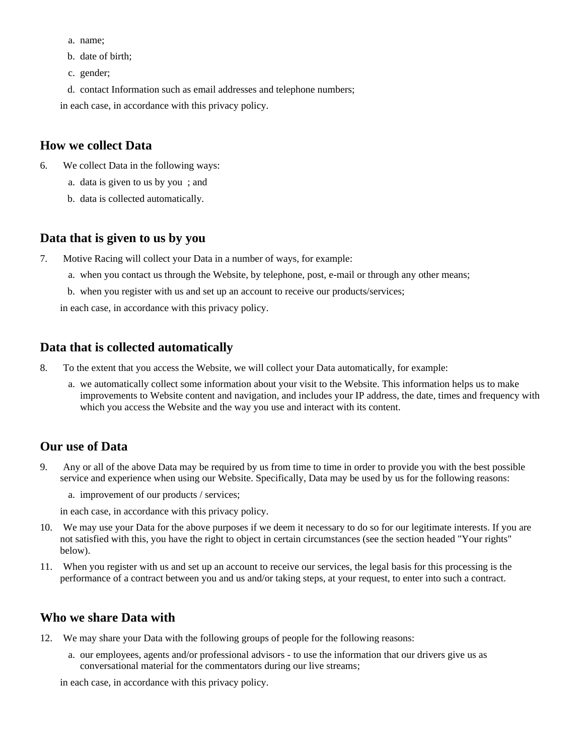a. name;
b. date of birth;
c. gender;
d. contact Information such as email addresses and telephone numbers;

in each case, in accordance with this privacy policy.

## How we collect Data

6. We collect Data in the following ways:
   a. data is given to us by you ; and
   b. data is collected automatically.

## Data that is given to us by you

7. Motive Racing will collect your Data in a number of ways, for example:
   a. when you contact us through the Website, by telephone, post, e-mail or through any other means;
   b. when you register with us and set up an account to receive our products/services;

   in each case, in accordance with this privacy policy.

## Data that is collected automatically

8. To the extent that you access the Website, we will collect your Data automatically, for example:
   a. we automatically collect some information about your visit to the Website. This information helps us to make improvements to Website content and navigation, and includes your IP address, the date, times and frequency with which you access the Website and the way you use and interact with its content.

## Our use of Data

9. Any or all of the above Data may be required by us from time to time in order to provide you with the best possible service and experience when using our Website. Specifically, Data may be used by us for the following reasons:
   a. improvement of our products / services;

   in each case, in accordance with this privacy policy.
10. We may use your Data for the above purposes if we deem it necessary to do so for our legitimate interests. If you are not satisfied with this, you have the right to object in certain circumstances (see the section headed "Your rights" below).
11. When you register with us and set up an account to receive our services, the legal basis for this processing is the performance of a contract between you and us and/or taking steps, at your request, to enter into such a contract.

## Who we share Data with

12. We may share your Data with the following groups of people for the following reasons:
   a. our employees, agents and/or professional advisors - to use the information that our drivers give us as conversational material for the commentators during our live streams;

   in each case, in accordance with this privacy policy.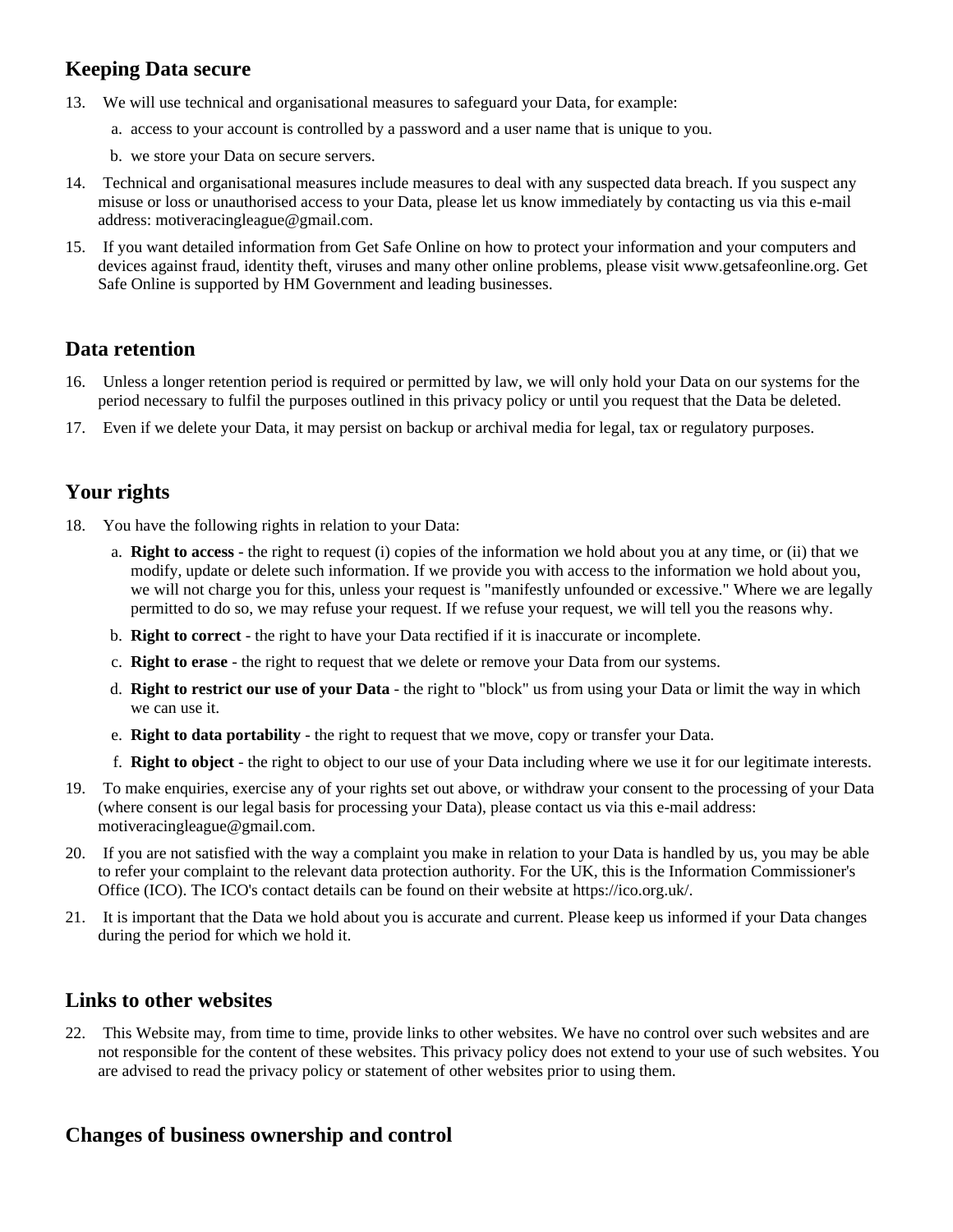## Keeping Data secure

13. We will use technical and organisational measures to safeguard your Data, for example:
    a. access to your account is controlled by a password and a user name that is unique to you.
    b. we store your Data on secure servers.
14. Technical and organisational measures include measures to deal with any suspected data breach. If you suspect any misuse or loss or unauthorised access to your Data, please let us know immediately by contacting us via this e-mail address: motiveracingleague@gmail.com.
15. If you want detailed information from Get Safe Online on how to protect your information and your computers and devices against fraud, identity theft, viruses and many other online problems, please visit www.getsafeonline.org. Get Safe Online is supported by HM Government and leading businesses.

## Data retention

16. Unless a longer retention period is required or permitted by law, we will only hold your Data on our systems for the period necessary to fulfil the purposes outlined in this privacy policy or until you request that the Data be deleted.
17. Even if we delete your Data, it may persist on backup or archival media for legal, tax or regulatory purposes.

## Your rights

18. You have the following rights in relation to your Data:
    a. **Right to access** - the right to request (i) copies of the information we hold about you at any time, or (ii) that we modify, update or delete such information. If we provide you with access to the information we hold about you, we will not charge you for this, unless your request is "manifestly unfounded or excessive." Where we are legally permitted to do so, we may refuse your request. If we refuse your request, we will tell you the reasons why.
    b. **Right to correct** - the right to have your Data rectified if it is inaccurate or incomplete.
    c. **Right to erase** - the right to request that we delete or remove your Data from our systems.
    d. **Right to restrict our use of your Data** - the right to "block" us from using your Data or limit the way in which we can use it.
    e. **Right to data portability** - the right to request that we move, copy or transfer your Data.
    f. **Right to object** - the right to object to our use of your Data including where we use it for our legitimate interests.
19. To make enquiries, exercise any of your rights set out above, or withdraw your consent to the processing of your Data (where consent is our legal basis for processing your Data), please contact us via this e-mail address: motiveracingleague@gmail.com.
20. If you are not satisfied with the way a complaint you make in relation to your Data is handled by us, you may be able to refer your complaint to the relevant data protection authority. For the UK, this is the Information Commissioner's Office (ICO). The ICO's contact details can be found on their website at https://ico.org.uk/.
21. It is important that the Data we hold about you is accurate and current. Please keep us informed if your Data changes during the period for which we hold it.

## Links to other websites

22. This Website may, from time to time, provide links to other websites. We have no control over such websites and are not responsible for the content of these websites. This privacy policy does not extend to your use of such websites. You are advised to read the privacy policy or statement of other websites prior to using them.

## Changes of business ownership and control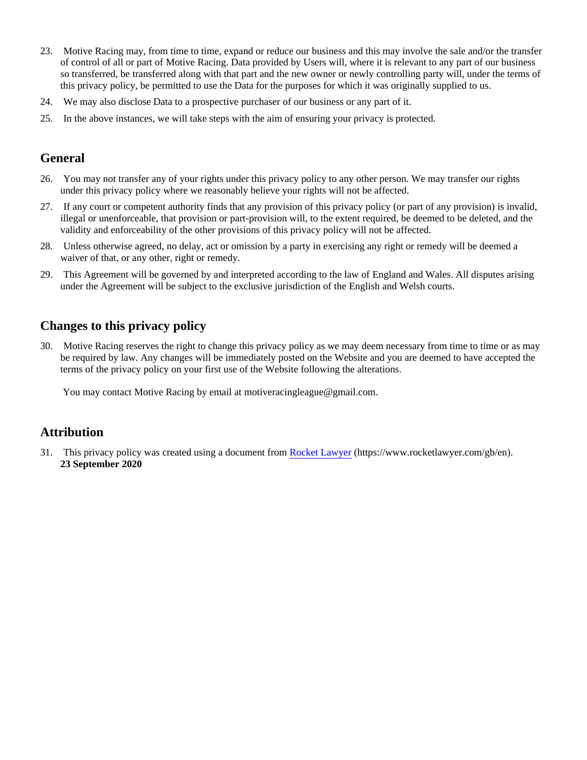23. Motive Racing may, from time to time, expand or reduce our business and this may involve the sale and/or the transfer of control of all or part of Motive Racing. Data provided by Users will, where it is relevant to any part of our business so transferred, be transferred along with that part and the new owner or newly controlling party will, under the terms of this privacy policy, be permitted to use the Data for the purposes for which it was originally supplied to us.
24. We may also disclose Data to a prospective purchaser of our business or any part of it.
25. In the above instances, we will take steps with the aim of ensuring your privacy is protected.

## General

26. You may not transfer any of your rights under this privacy policy to any other person. We may transfer our rights under this privacy policy where we reasonably believe your rights will not be affected.
27. If any court or competent authority finds that any provision of this privacy policy (or part of any provision) is invalid, illegal or unenforceable, that provision or part-provision will, to the extent required, be deemed to be deleted, and the validity and enforceability of the other provisions of this privacy policy will not be affected.
28. Unless otherwise agreed, no delay, act or omission by a party in exercising any right or remedy will be deemed a waiver of that, or any other, right or remedy.
29. This Agreement will be governed by and interpreted according to the law of England and Wales. All disputes arising under the Agreement will be subject to the exclusive jurisdiction of the English and Welsh courts.

## Changes to this privacy policy

30. Motive Racing reserves the right to change this privacy policy as we may deem necessary from time to time or as may be required by law. Any changes will be immediately posted on the Website and you are deemed to have accepted the terms of the privacy policy on your first use of the Website following the alterations.

    You may contact Motive Racing by email at motiveracingleague@gmail.com.

## Attribution

31. This privacy policy was created using a document from [Rocket Lawyer](https://www.rocketlawyer.com/gb/en) (https://www.rocketlawyer.com/gb/en).
    **23 September 2020**